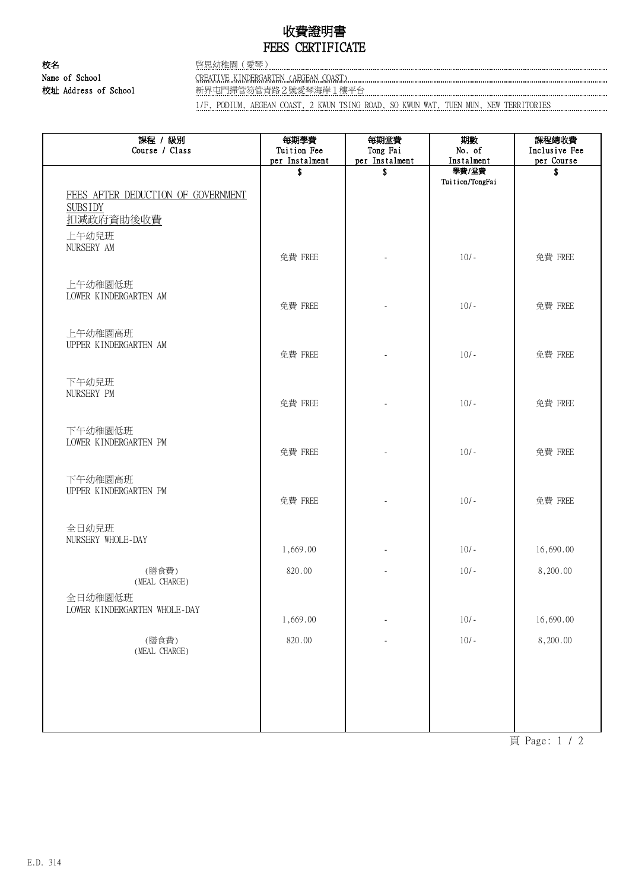# 收費證明書
# FEES CERTIFICATE

**校名** 啓思幼稚園（愛琴）

**Name of School** CREATIVE KINDERGARTEN (AEGEAN COAST)

**校址 Address of School** 新界屯門掃管笏管青路２號愛琴海岸１樓平台

1/F, PODIUM, AEGEAN COAST, 2 KWUN TSING ROAD, SO KWUN WAT, TUEN MUN, NEW TERRITORIES

| 課程 / 級別<br>Course / Class | 每期學費<br>Tuition Fee<br>per Instalment | 每期堂費<br>Tong Fai<br>per Instalment | 期數<br>No. of<br>Instalment | 課程總收費<br>Inclusive Fee<br>per Course |
|---|---|---|---|---|
| | $ | $ | 學費/堂費<br>Tuition/TongFai | $ |
| FEES AFTER DEDUCTION OF GOVERNMENT SUBSIDY<br>扣減政府資助後收費 | | | | |
| 上午幼兒班<br>NURSERY AM | 免費 FREE | - | 10/- | 免費 FREE |
| 上午幼稚園低班<br>LOWER KINDERGARTEN AM | 免費 FREE | - | 10/- | 免費 FREE |
| 上午幼稚園高班<br>UPPER KINDERGARTEN AM | 免費 FREE | - | 10/- | 免費 FREE |
| 下午幼兒班<br>NURSERY PM | 免費 FREE | - | 10/- | 免費 FREE |
| 下午幼稚園低班<br>LOWER KINDERGARTEN PM | 免費 FREE | - | 10/- | 免費 FREE |
| 下午幼稚園高班<br>UPPER KINDERGARTEN PM | 免費 FREE | - | 10/- | 免費 FREE |
| 全日幼兒班<br>NURSERY WHOLE-DAY | 1,669.00 | - | 10/- | 16,690.00 |
| (膳食費)<br>(MEAL CHARGE) | 820.00 | - | 10/- | 8,200.00 |
| 全日幼稚園低班<br>LOWER KINDERGARTEN WHOLE-DAY | 1,669.00 | - | 10/- | 16,690.00 |
| (膳食費)<br>(MEAL CHARGE) | 820.00 | - | 10/- | 8,200.00 |

E.D. 314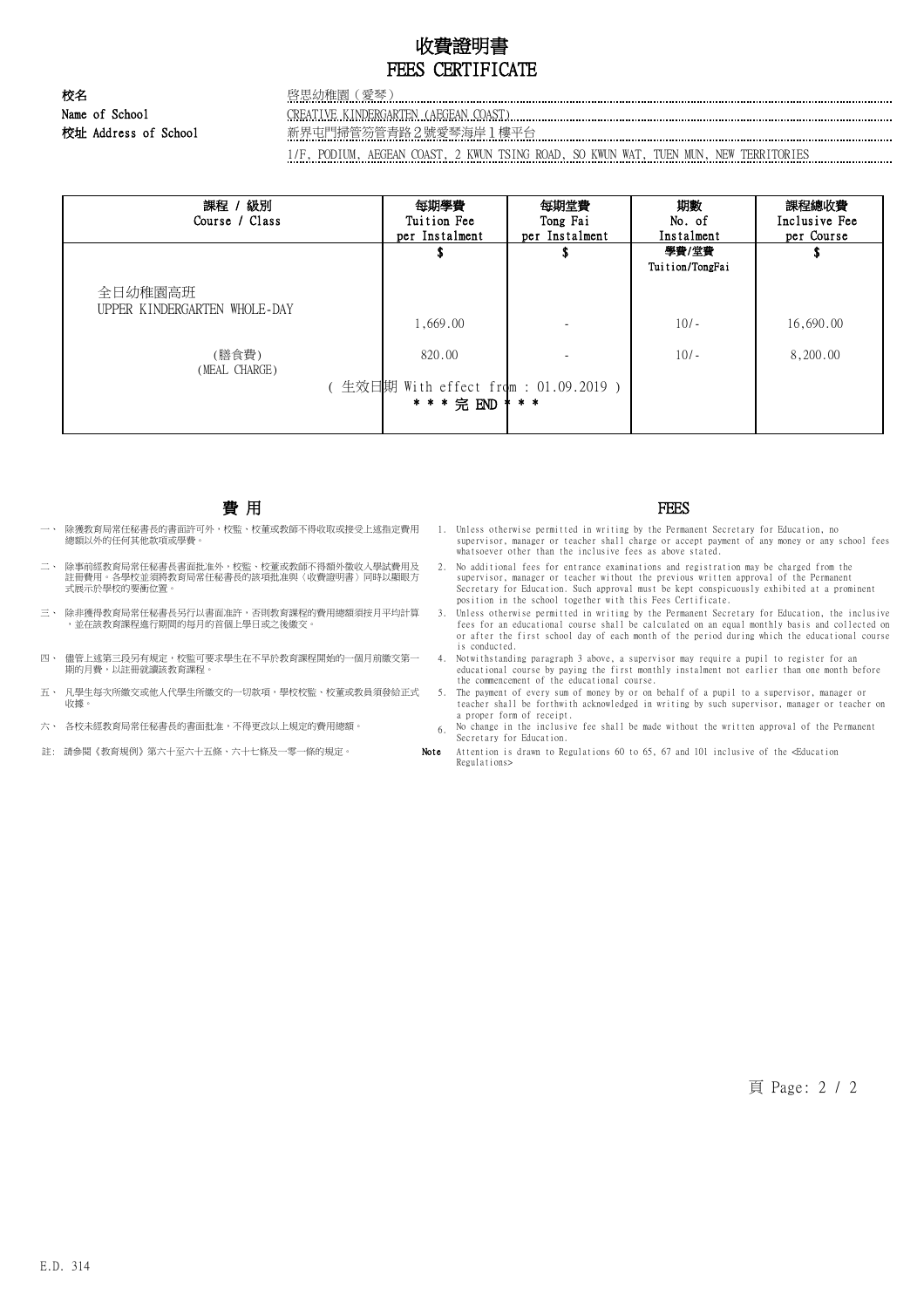# 收費證明書
# FEES CERTIFICATE

**校名** 啓思幼稚園（愛琴）
**Name of School** CREATIVE KINDERGARTEN (AEGEAN COAST)
**校址 Address of School** 新界屯門掃管笏管青路２號愛琴海岸１樓平台
1/F, PODIUM, AEGEAN COAST, 2 KWUN TSING ROAD, SO KWUN WAT, TUEN MUN, NEW TERRITORIES

| 課程 / 級別 Course / Class | 每期學費 Tuition Fee per Instalment | 每期堂費 Tong Fai per Instalment | 期數 No. of Instalment | 課程總收費 Inclusive Fee per Course |
|---|---|---|---|---|
| | $ | $ | 學費/堂費 Tuition/TongFai | $ |
| 全日幼稚園高班 UPPER KINDERGARTEN WHOLE-DAY | 1,669.00 | - | 10/- | 16,690.00 |
| (膳食費) (MEAL CHARGE) | 820.00 | - | 10/- | 8,200.00 |
| ( 生效日期 With effect from : 01.09.2019 ) | | | | |
| * * * 完 END * * * | | | | |

## 費 用

一、 除獲教育局常任秘書長的書面許可外，校監、校董或教師不得收取或接受上述指定費用總額以外的任何其他款項或學費。

二、 除事前經教育局常任秘書長書面批准外，校監、校董或教師不得額外徵收入學試費用及註冊費用。各學校並須將教育局常任秘書長的該項批准與〈收費證明書〉同時以顯眼方式展示於學校的要衝位置。

三、 除非獲得教育局常任秘書長另行以書面准許，否則教育課程的費用總額須按月平均計算，並在該教育課程進行期間的每月的首個上學日或之後徵交。

四、 儘管上述第三段另有規定，校監可要求學生在不早於教育課程開始的一個月前繳交第一期的月費，以註冊就讀該教育課程。

五、 凡學生每次所繳交或他人代學生所繳交的一切款項，學校校監、校董或教員須發給正式收據。

六、 各校未經教育局常任秘書長的書面批准，不得更改以上規定的費用總額。

註: 請參閱《教育規例》第六十至六十五條、六十七條及一零一條的規定。

## FEES

1. Unless otherwise permitted in writing by the Permanent Secretary for Education, no supervisor, manager or teacher shall charge or accept payment of any money or any school fees whatsoever other than the inclusive fees as above stated.
2. No additional fees for entrance examinations and registration may be charged from the supervisor, manager or teacher without the previous written approval of the Permanent Secretary for Education. Such approval must be kept conspicuously exhibited at a prominent position in the school together with this Fees Certificate.
3. Unless otherwise permitted in writing by the Permanent Secretary for Education, the inclusive fees for an educational course shall be calculated on an equal monthly basis and collected on or after the first school day of each month of the period during which the educational course is conducted.
4. Notwithstanding paragraph 3 above, a supervisor may require a pupil to register for an educational course by paying the first monthly instalment not earlier than one month before the commencement of the educational course.
5. The payment of every sum of money by or on behalf of a pupil to a supervisor, manager or teacher shall be forthwith acknowledged in writing by such supervisor, manager or teacher on a proper form of receipt.
6. No change in the inclusive fee shall be made without the written approval of the Permanent Secretary for Education.

**Note** Attention is drawn to Regulations 60 to 65, 67 and 101 inclusive of the <Education Regulations>

E.D. 314